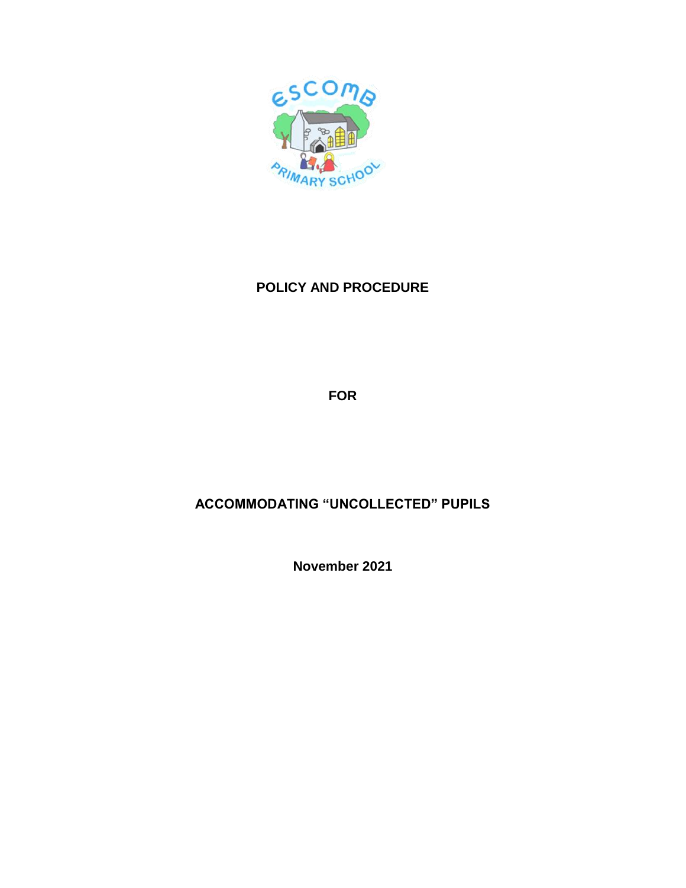# POLICY AND PROCEDURE

# FOR

# ACCOMMODATING "UNCOLLECTED" PUPILS

**November 2021**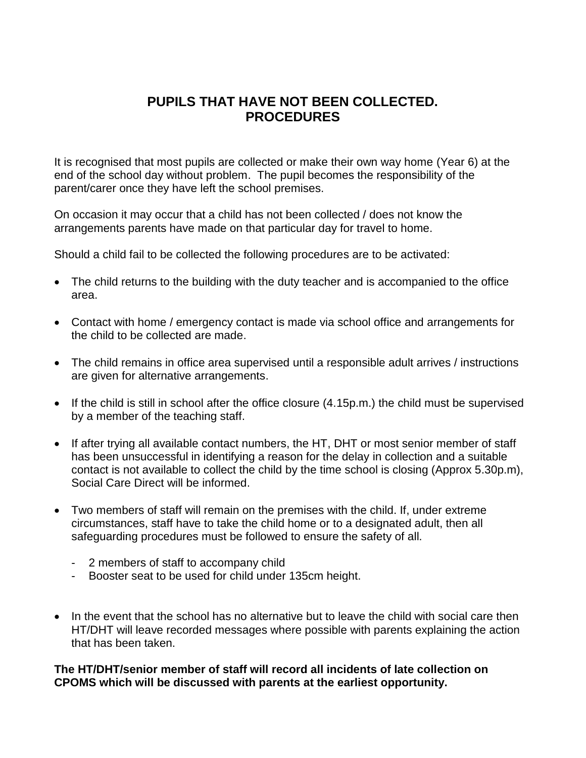# PUPILS THAT HAVE NOT BEEN COLLECTED. PROCEDURES

It is recognised that most pupils are collected or make their own way home (Year 6) at the end of the school day without problem. The pupil becomes the responsibility of the parent/carer once they have left the school premises.

On occasion it may occur that a child has not been collected / does not know the arrangements parents have made on that particular day for travel to home.

Should a child fail to be collected the following procedures are to be activated:

- The child returns to the building with the duty teacher and is accompanied to the office area.
- Contact with home / emergency contact is made via school office and arrangements for the child to be collected are made.
- The child remains in office area supervised until a responsible adult arrives / instructions are given for alternative arrangements.
- If the child is still in school after the office closure (4.15p.m.) the child must be supervised by a member of the teaching staff.
- If after trying all available contact numbers, the HT, DHT or most senior member of staff has been unsuccessful in identifying a reason for the delay in collection and a suitable contact is not available to collect the child by the time school is closing (Approx 5.30p.m), Social Care Direct will be informed.
- Two members of staff will remain on the premises with the child. If, under extreme circumstances, staff have to take the child home or to a designated adult, then all safeguarding procedures must be followed to ensure the safety of all.
    - 2 members of staff to accompany child
    - Booster seat to be used for child under 135cm height.
- In the event that the school has no alternative but to leave the child with social care then HT/DHT will leave recorded messages where possible with parents explaining the action that has been taken.

**The HT/DHT/senior member of staff will record all incidents of late collection on CPOMS which will be discussed with parents at the earliest opportunity.**